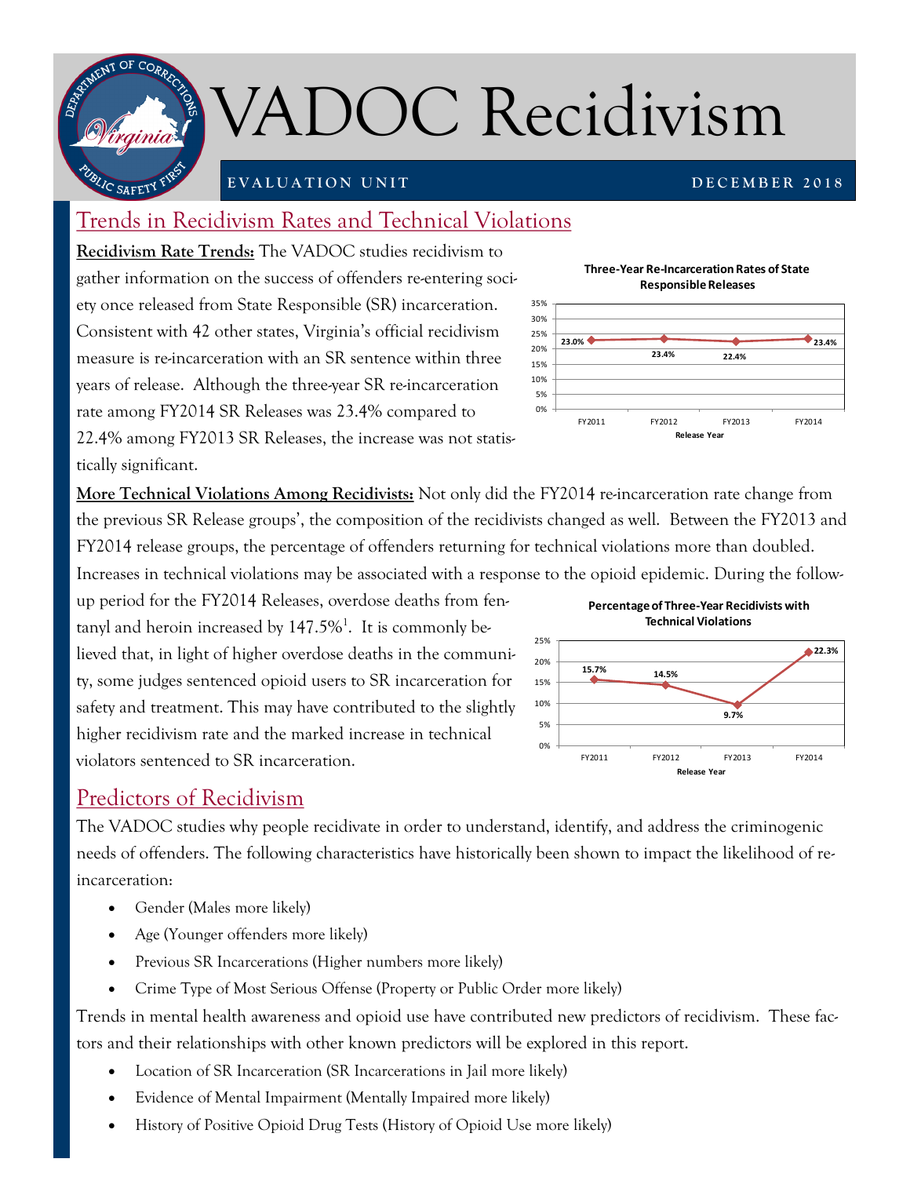# VADOC Recidivism

**EVALUATION UNIT** — **DECEMBER 2018**

## Trends in Recidivism Rates and Technical Violations

**Recidivism Rate Trends:** The VADOC studies recidivism to gather information on the success of offenders re-entering society once released from State Responsible (SR) incarceration. Consistent with 42 other states, Virginia's official recidivism measure is re-incarceration with an SR sentence within three years of release. Although the three-year SR re-incarceration rate among FY2014 SR Releases was 23.4% compared to 22.4% among FY2013 SR Releases, the increase was not statistically significant.

**Three-Year Re-Incarceration Rates of State Responsible Releases**

| Release Year | Rate |
|---|---|
| FY2011 | 23.0% |
| FY2012 | 23.4% |
| FY2013 | 22.4% |
| FY2014 | 23.4% |

**More Technical Violations Among Recidivists:** Not only did the FY2014 re-incarceration rate change from the previous SR Release groups', the composition of the recidivists changed as well. Between the FY2013 and FY2014 release groups, the percentage of offenders returning for technical violations more than doubled. Increases in technical violations may be associated with a response to the opioid epidemic. During the follow-up period for the FY2014 Releases, overdose deaths from fentanyl and heroin increased by 147.5%[1]. It is commonly believed that, in light of higher overdose deaths in the community, some judges sentenced opioid users to SR incarceration for safety and treatment. This may have contributed to the slightly higher recidivism rate and the marked increase in technical violators sentenced to SR incarceration.

**Percentage of Three-Year Recidivists with Technical Violations**

| Release Year | Percentage |
|---|---|
| FY2011 | 15.7% |
| FY2012 | 14.5% |
| FY2013 | 9.7% |
| FY2014 | 22.3% |

## Predictors of Recidivism

The VADOC studies why people recidivate in order to understand, identify, and address the criminogenic needs of offenders. The following characteristics have historically been shown to impact the likelihood of re-incarceration:

- Gender (Males more likely)
- Age (Younger offenders more likely)
- Previous SR Incarcerations (Higher numbers more likely)
- Crime Type of Most Serious Offense (Property or Public Order more likely)

Trends in mental health awareness and opioid use have contributed new predictors of recidivism. These factors and their relationships with other known predictors will be explored in this report.

- Location of SR Incarceration (SR Incarcerations in Jail more likely)
- Evidence of Mental Impairment (Mentally Impaired more likely)
- History of Positive Opioid Drug Tests (History of Opioid Use more likely)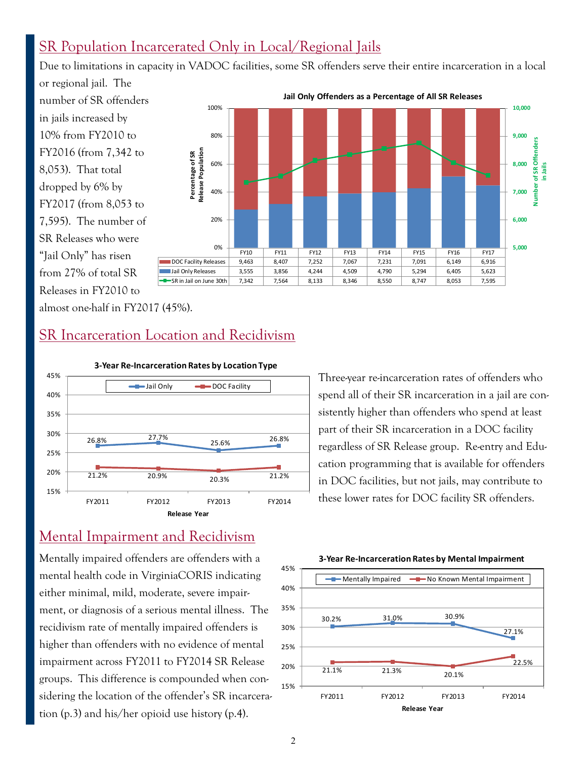## SR Population Incarcerated Only in Local/Regional Jails

Due to limitations in capacity in VADOC facilities, some SR offenders serve their entire incarceration in a local or regional jail. The number of SR offenders in jails increased by 10% from FY2010 to FY2016 (from 7,342 to 8,053). That total dropped by 6% by FY2017 (from 8,053 to 7,595). The number of SR Releases who were "Jail Only" has risen from 27% of total SR Releases in FY2010 to almost one-half in FY2017 (45%).

**Jail Only Offenders as a Percentage of All SR Releases**

| | FY10 | FY11 | FY12 | FY13 | FY14 | FY15 | FY16 | FY17 |
|---|---|---|---|---|---|---|---|---|
| DOC Facility Releases | 9,463 | 8,407 | 7,252 | 7,067 | 7,231 | 7,091 | 6,149 | 6,916 |
| Jail Only Releases | 3,555 | 3,856 | 4,244 | 4,509 | 4,790 | 5,294 | 6,405 | 5,623 |
| SR in Jail on June 30th | 7,342 | 7,564 | 8,133 | 8,346 | 8,550 | 8,747 | 8,053 | 7,595 |

## SR Incarceration Location and Recidivism

**3-Year Re-Incarceration Rates by Location Type**

| Release Year | Jail Only | DOC Facility |
|---|---|---|
| FY2011 | 26.8% | 21.2% |
| FY2012 | 27.7% | 20.9% |
| FY2013 | 25.6% | 20.3% |
| FY2014 | 26.8% | 21.2% |

Three-year re-incarceration rates of offenders who spend all of their SR incarceration in a jail are consistently higher than offenders who spend at least part of their SR incarceration in a DOC facility regardless of SR Release group. Re-entry and Education programming that is available for offenders in DOC facilities, but not jails, may contribute to these lower rates for DOC facility SR offenders.

## Mental Impairment and Recidivism

Mentally impaired offenders are offenders with a mental health code in VirginiaCORIS indicating either minimal, mild, moderate, severe impairment, or diagnosis of a serious mental illness. The recidivism rate of mentally impaired offenders is higher than offenders with no evidence of mental impairment across FY2011 to FY2014 SR Release groups. This difference is compounded when considering the location of the offender's SR incarceration (p.3) and his/her opioid use history (p.4).

**3-Year Re-Incarceration Rates by Mental Impairment**

| Release Year | Mentally Impaired | No Known Mental Impairment |
|---|---|---|
| FY2011 | 30.2% | 21.1% |
| FY2012 | 31.0% | 21.3% |
| FY2013 | 30.9% | 20.1% |
| FY2014 | 27.1% | 22.5% |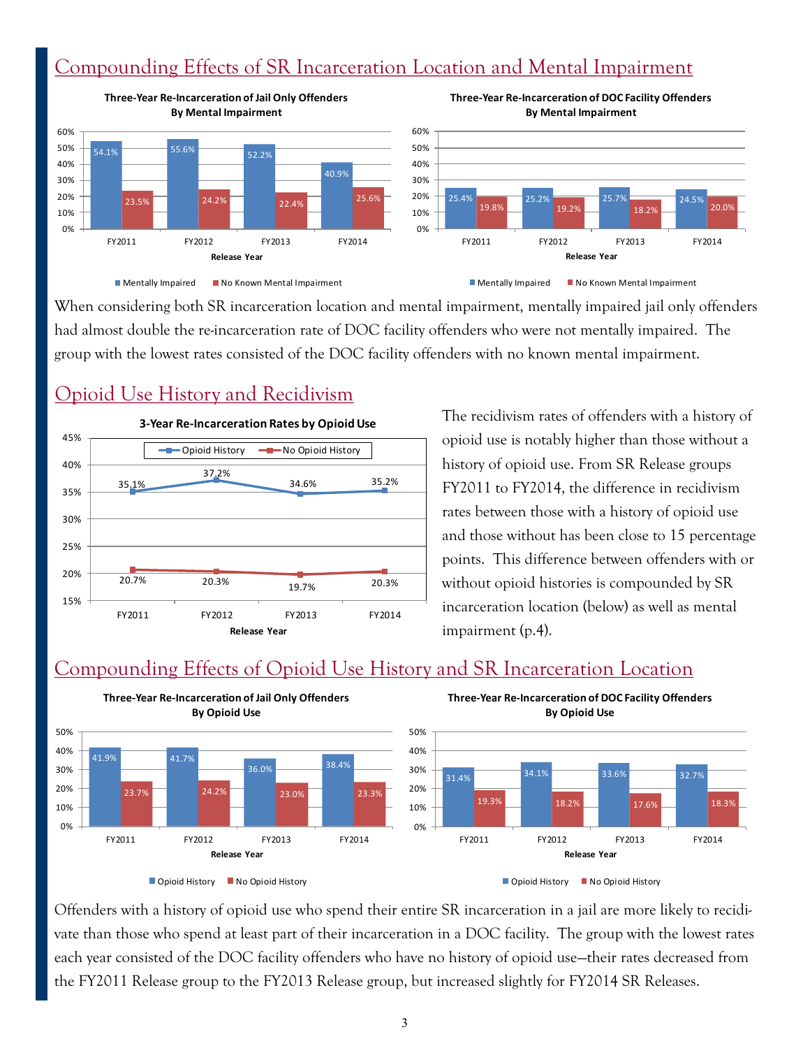## Compounding Effects of SR Incarceration Location and Mental Impairment

**Three-Year Re-Incarceration of Jail Only Offenders By Mental Impairment**

| Release Year | Mentally Impaired | No Known Mental Impairment |
|---|---|---|
| FY2011 | 54.1% | 23.5% |
| FY2012 | 55.6% | 24.2% |
| FY2013 | 52.2% | 22.4% |
| FY2014 | 40.9% | 25.6% |

**Three-Year Re-Incarceration of DOC Facility Offenders By Mental Impairment**

| Release Year | Mentally Impaired | No Known Mental Impairment |
|---|---|---|
| FY2011 | 25.4% | 19.8% |
| FY2012 | 25.2% | 19.2% |
| FY2013 | 25.7% | 18.2% |
| FY2014 | 24.5% | 20.0% |

When considering both SR incarceration location and mental impairment, mentally impaired jail only offenders had almost double the re-incarceration rate of DOC facility offenders who were not mentally impaired. The group with the lowest rates consisted of the DOC facility offenders with no known mental impairment.

## Opioid Use History and Recidivism

**3-Year Re-Incarceration Rates by Opioid Use**

| Release Year | Opioid History | No Opioid History |
|---|---|---|
| FY2011 | 35.1% | 20.7% |
| FY2012 | 37.2% | 20.3% |
| FY2013 | 34.6% | 19.7% |
| FY2014 | 35.2% | 20.3% |

The recidivism rates of offenders with a history of opioid use is notably higher than those without a history of opioid use. From SR Release groups FY2011 to FY2014, the difference in recidivism rates between those with a history of opioid use and those without has been close to 15 percentage points. This difference between offenders with or without opioid histories is compounded by SR incarceration location (below) as well as mental impairment (p.4).

## Compounding Effects of Opioid Use History and SR Incarceration Location

**Three-Year Re-Incarceration of Jail Only Offenders By Opioid Use**

| Release Year | Opioid History | No Opioid History |
|---|---|---|
| FY2011 | 41.9% | 23.7% |
| FY2012 | 41.7% | 24.2% |
| FY2013 | 36.0% | 23.0% |
| FY2014 | 38.4% | 23.3% |

**Three-Year Re-Incarceration of DOC Facility Offenders By Opioid Use**

| Release Year | Opioid History | No Opioid History |
|---|---|---|
| FY2011 | 31.4% | 19.3% |
| FY2012 | 34.1% | 18.2% |
| FY2013 | 33.6% | 17.6% |
| FY2014 | 32.7% | 18.3% |

Offenders with a history of opioid use who spend their entire SR incarceration in a jail are more likely to recidivate than those who spend at least part of their incarceration in a DOC facility. The group with the lowest rates each year consisted of the DOC facility offenders who have no history of opioid use—their rates decreased from the FY2011 Release group to the FY2013 Release group, but increased slightly for FY2014 SR Releases.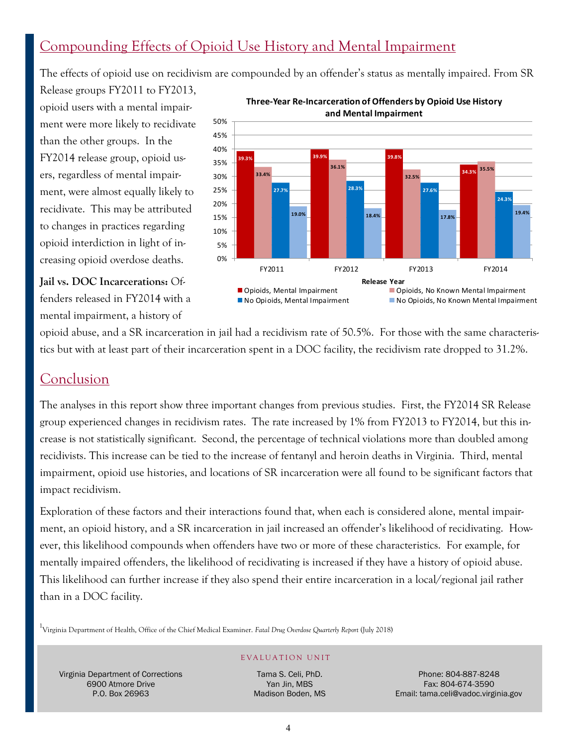## Compounding Effects of Opioid Use History and Mental Impairment

The effects of opioid use on recidivism are compounded by an offender's status as mentally impaired. From SR Release groups FY2011 to FY2013, opioid users with a mental impairment were more likely to recidivate than the other groups. In the FY2014 release group, opioid users, regardless of mental impairment, were almost equally likely to recidivate. This may be attributed to changes in practices regarding opioid interdiction in light of increasing opioid overdose deaths.

**Three-Year Re-Incarceration of Offenders by Opioid Use History and Mental Impairment**

0%
5%
10%
15%
20%
25%
30%
35%
40%
45%
50%

FY2011: 39.3% 33.4% 27.7% 19.0%
FY2012: 39.9% 36.1% 28.3% 18.4%
FY2013: 39.8% 32.5% 27.6% 17.8%
FY2014: 34.3% 35.5% 24.3% 19.4%

Release Year

Opioids, Mental Impairment
Opioids, No Known Mental Impairment
No Opioids, Mental Impairment
No Opioids, No Known Mental Impairment

**Jail vs. DOC Incarcerations:** Offenders released in FY2014 with a mental impairment, a history of opioid abuse, and a SR incarceration in jail had a recidivism rate of 50.5%. For those with the same characteristics but with at least part of their incarceration spent in a DOC facility, the recidivism rate dropped to 31.2%.

## Conclusion

The analyses in this report show three important changes from previous studies. First, the FY2014 SR Release group experienced changes in recidivism rates. The rate increased by 1% from FY2013 to FY2014, but this increase is not statistically significant. Second, the percentage of technical violations more than doubled among recidivists. This increase can be tied to the increase of fentanyl and heroin deaths in Virginia. Third, mental impairment, opioid use histories, and locations of SR incarceration were all found to be significant factors that impact recidivism.

Exploration of these factors and their interactions found that, when each is considered alone, mental impairment, an opioid history, and a SR incarceration in jail increased an offender's likelihood of recidivating. However, this likelihood compounds when offenders have two or more of these characteristics. For example, for mentally impaired offenders, the likelihood of recidivating is increased if they have a history of opioid abuse. This likelihood can further increase if they also spend their entire incarceration in a local/regional jail rather than in a DOC facility.

[1]Virginia Department of Health, Office of the Chief Medical Examiner. *Fatal Drug Overdose Quarterly Report* (July 2018)

EVALUATION UNIT

Virginia Department of Corrections
6900 Atmore Drive
P.O. Box 26963

Tama S. Celi, PhD.
Yan Jin, MBS
Madison Boden, MS

Phone: 804-887-8248
Fax: 804-674-3590
Email: tama.celi@vadoc.virginia.gov